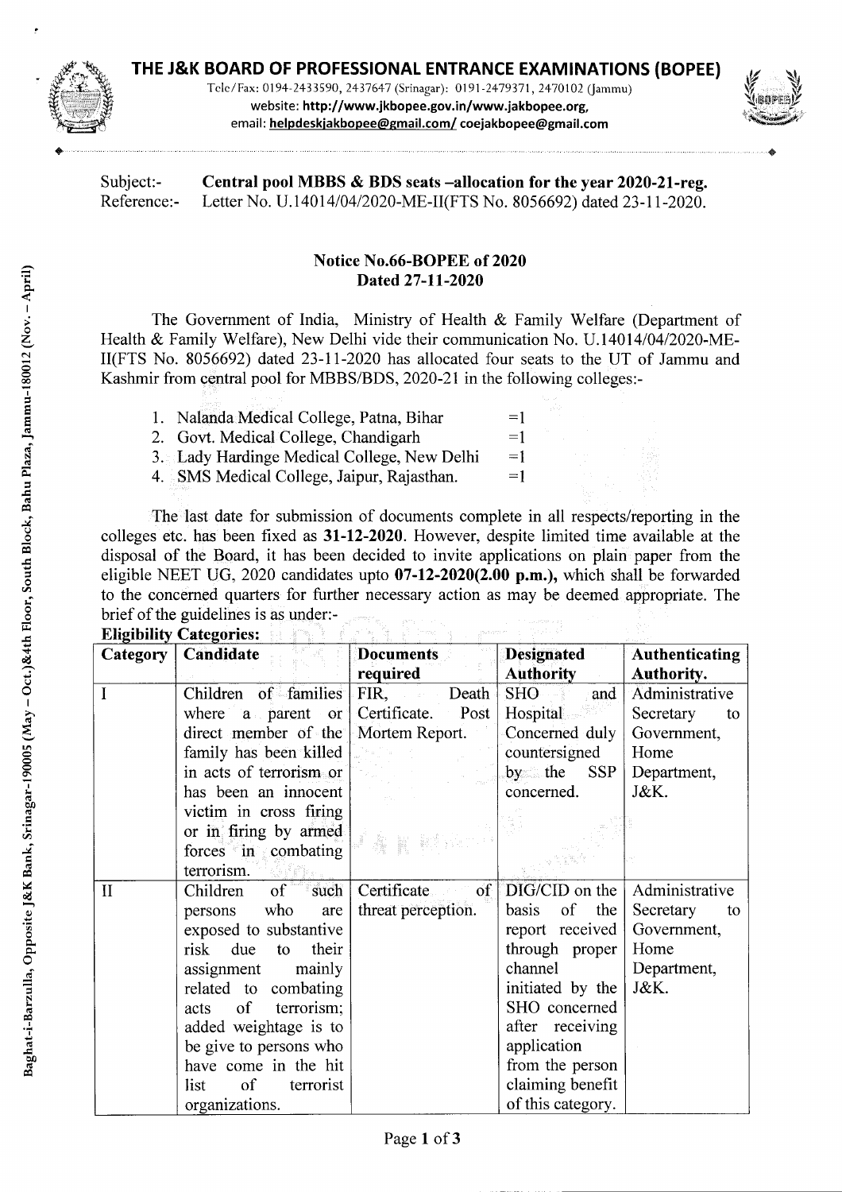# THE J&K BOARD OF PROFESSIONAL ENTRANCE EXAMINATIONS (BOPEE)

Tele/Fax: 0194-2433590, 2437647 (Srinagar): 0191-2479371, 2470102 (Jammu)
website: http://www.jkbopee.gov.in/www.jakbopee.org,
email: helpdeskjakbopee@gmail.com/ coejakbopee@gmail.com

Baghat-i-Barzulla, Opposite J&K Bank, Srinagar-190005 (May – Oct.)&4th Floor, South Block, Bahu Plaza, Jammu-180012 (Nov. – April)

Subject:- **Central pool MBBS & BDS seats –allocation for the year 2020-21-reg.**
Reference:- Letter No. U.14014/04/2020-ME-II(FTS No. 8056692) dated 23-11-2020.

**Notice No.66-BOPEE of 2020**
**Dated 27-11-2020**

The Government of India, Ministry of Health & Family Welfare (Department of Health & Family Welfare), New Delhi vide their communication No. U.14014/04/2020-ME-II(FTS No. 8056692) dated 23-11-2020 has allocated four seats to the UT of Jammu and Kashmir from central pool for MBBS/BDS, 2020-21 in the following colleges:-

1. Nalanda Medical College, Patna, Bihar =1
2. Govt. Medical College, Chandigarh =1
3. Lady Hardinge Medical College, New Delhi =1
4. SMS Medical College, Jaipur, Rajasthan. =1

The last date for submission of documents complete in all respects/reporting in the colleges etc. has been fixed as **31-12-2020**. However, despite limited time available at the disposal of the Board, it has been decided to invite applications on plain paper from the eligible NEET UG, 2020 candidates upto **07-12-2020(2.00 p.m.)**, which shall be forwarded to the concerned quarters for further necessary action as may be deemed appropriate. The brief of the guidelines is as under:-

**Eligibility Categories:**

| Category | Candidate | Documents required | Designated Authority | Authenticating Authority. |
|---|---|---|---|---|
| I | Children of families where a parent or direct member of the family has been killed in acts of terrorism or has been an innocent victim in cross firing or in firing by armed forces in combating terrorism. | FIR, Death Certificate. Post Mortem Report. | SHO and Hospital Concerned duly countersigned by the SSP concerned. | Administrative Secretary to Government, Home Department, J&K. |
| II | Children of such persons who are exposed to substantive risk due to their assignment mainly related to combating acts of terrorism; added weightage is to be give to persons who have come in the hit list of terrorist organizations. | Certificate of threat perception. | DIG/CID on the basis of the report received through proper channel initiated by the SHO concerned after receiving application from the person claiming benefit of this category. | Administrative Secretary to Government, Home Department, J&K. |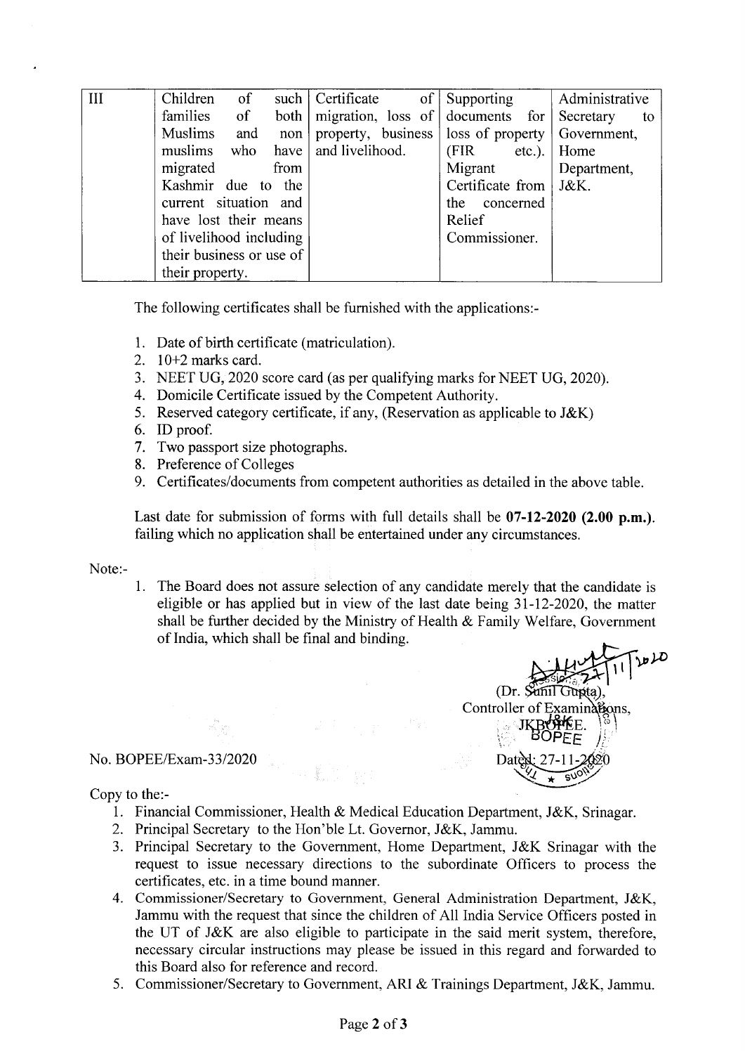| III | Children of such families of both Muslims and non muslims who have migrated from Kashmir due to the current situation and have lost their means of livelihood including their business or use of their property. | Certificate of migration, loss of property, business and livelihood. | Supporting documents for loss of property (FIR etc.). Migrant Certificate from the concerned Relief Commissioner. | Administrative Secretary to Government, Home Department, J&K. |
|---|---|---|---|---|

The following certificates shall be furnished with the applications:-

1. Date of birth certificate (matriculation).
2. 10+2 marks card.
3. NEET UG, 2020 score card (as per qualifying marks for NEET UG, 2020).
4. Domicile Certificate issued by the Competent Authority.
5. Reserved category certificate, if any, (Reservation as applicable to J&K)
6. ID proof.
7. Two passport size photographs.
8. Preference of Colleges
9. Certificates/documents from competent authorities as detailed in the above table.

Last date for submission of forms with full details shall be **07-12-2020 (2.00 p.m.)**. failing which no application shall be entertained under any circumstances.

Note:-

1. The Board does not assure selection of any candidate merely that the candidate is eligible or has applied but in view of the last date being 31-12-2020, the matter shall be further decided by the Ministry of Health & Family Welfare, Government of India, which shall be final and binding.

(Dr. Sunil Gupta),
Controller of Examinations,
JKBOPEE.

No. BOPEE/Exam-33/2020

Dated: 27-11-2020

Copy to the:-

1. Financial Commissioner, Health & Medical Education Department, J&K, Srinagar.
2. Principal Secretary to the Hon'ble Lt. Governor, J&K, Jammu.
3. Principal Secretary to the Government, Home Department, J&K Srinagar with the request to issue necessary directions to the subordinate Officers to process the certificates, etc. in a time bound manner.
4. Commissioner/Secretary to Government, General Administration Department, J&K, Jammu with the request that since the children of All India Service Officers posted in the UT of J&K are also eligible to participate in the said merit system, therefore, necessary circular instructions may please be issued in this regard and forwarded to this Board also for reference and record.
5. Commissioner/Secretary to Government, ARI & Trainings Department, J&K, Jammu.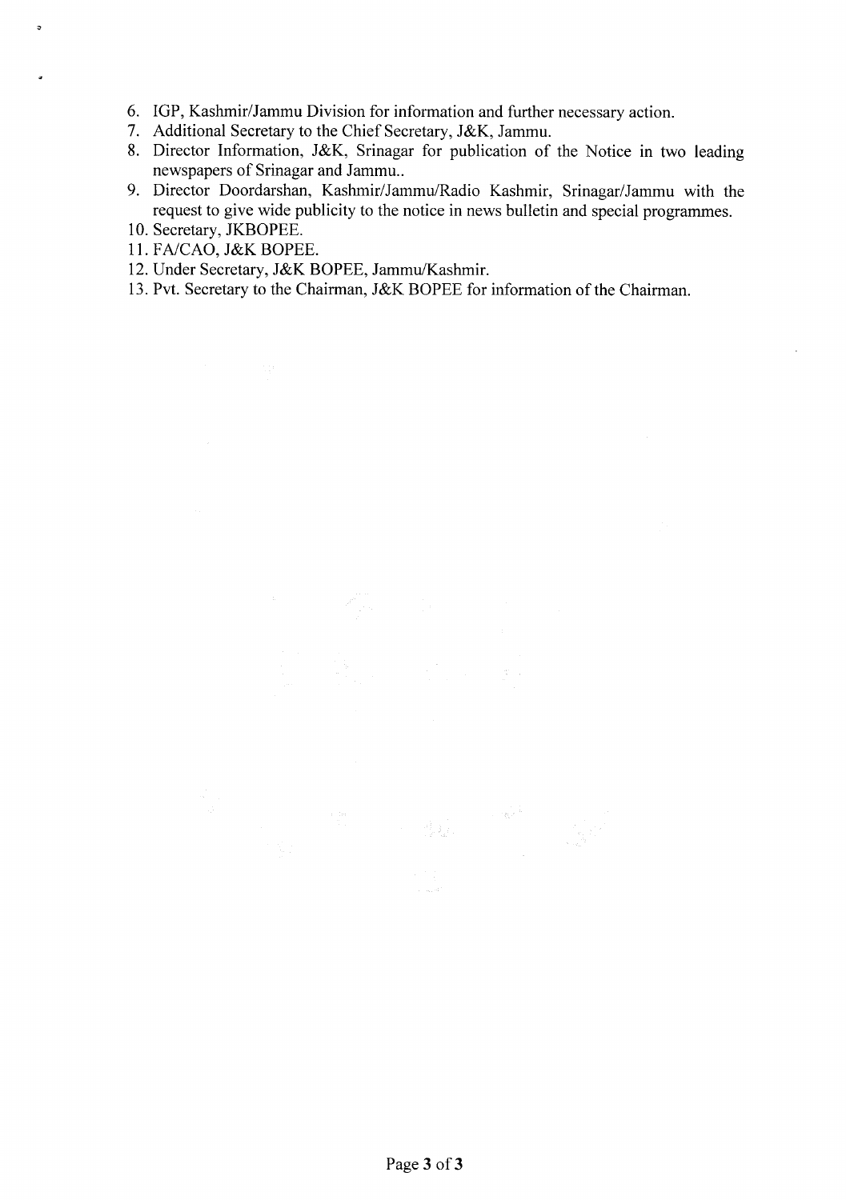6. IGP, Kashmir/Jammu Division for information and further necessary action.
7. Additional Secretary to the Chief Secretary, J&K, Jammu.
8. Director Information, J&K, Srinagar for publication of the Notice in two leading newspapers of Srinagar and Jammu..
9. Director Doordarshan, Kashmir/Jammu/Radio Kashmir, Srinagar/Jammu with the request to give wide publicity to the notice in news bulletin and special programmes.
10. Secretary, JKBOPEE.
11. FA/CAO, J&K BOPEE.
12. Under Secretary, J&K BOPEE, Jammu/Kashmir.
13. Pvt. Secretary to the Chairman, J&K BOPEE for information of the Chairman.